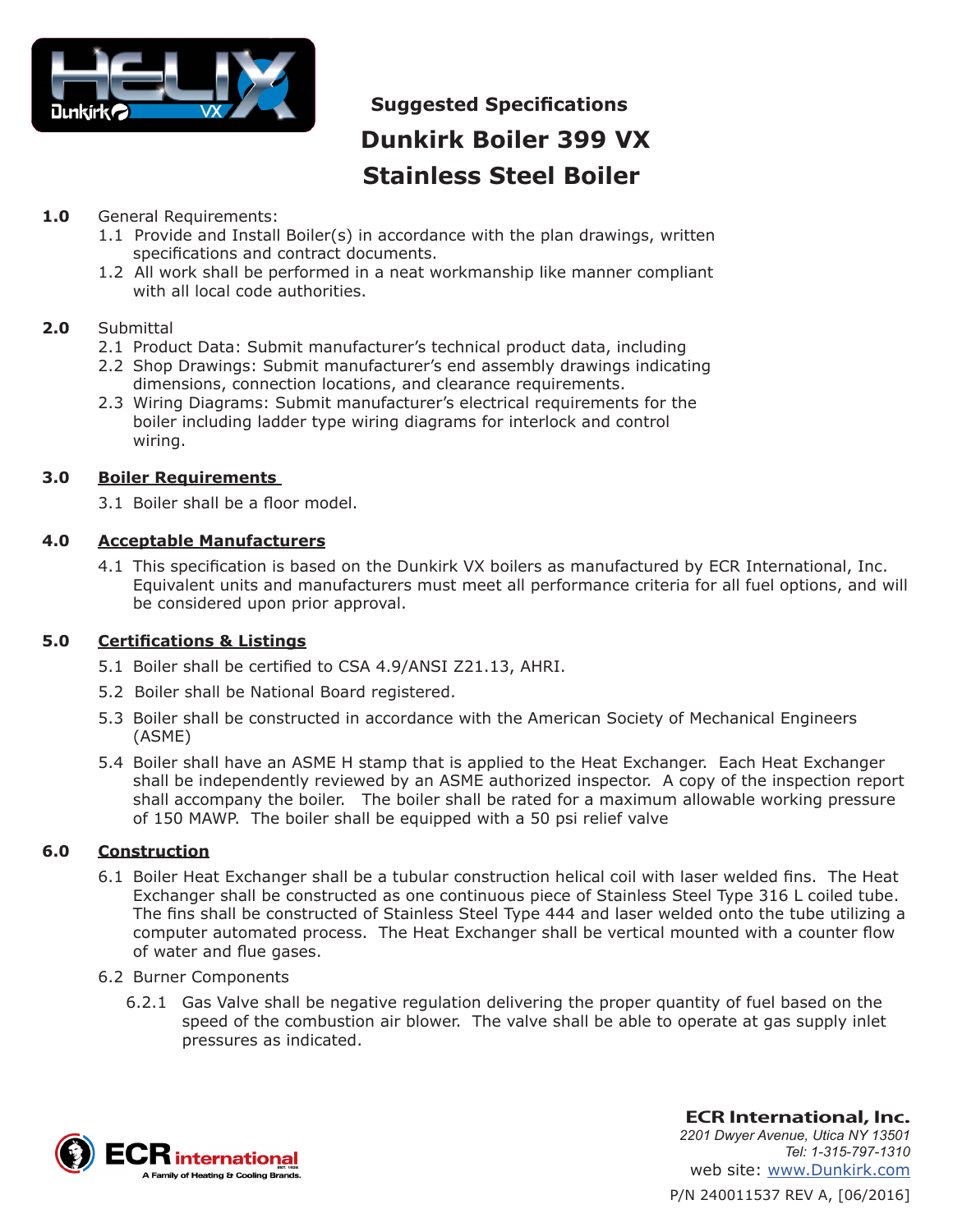# Suggested Specifications

# Dunkirk Boiler 399 VX

# Stainless Steel Boiler

**1.0** General Requirements:

1.1 Provide and Install Boiler(s) in accordance with the plan drawings, written specifications and contract documents.

1.2 All work shall be performed in a neat workmanship like manner compliant with all local code authorities.

**2.0** Submittal

2.1 Product Data: Submit manufacturer's technical product data, including

2.2 Shop Drawings: Submit manufacturer's end assembly drawings indicating dimensions, connection locations, and clearance requirements.

2.3 Wiring Diagrams: Submit manufacturer's electrical requirements for the boiler including ladder type wiring diagrams for interlock and control wiring.

## 3.0 Boiler Requirements

3.1 Boiler shall be a floor model.

## 4.0 Acceptable Manufacturers

4.1 This specification is based on the Dunkirk VX boilers as manufactured by ECR International, Inc. Equivalent units and manufacturers must meet all performance criteria for all fuel options, and will be considered upon prior approval.

## 5.0 Certifications & Listings

5.1 Boiler shall be certified to CSA 4.9/ANSI Z21.13, AHRI.

5.2 Boiler shall be National Board registered.

5.3 Boiler shall be constructed in accordance with the American Society of Mechanical Engineers (ASME)

5.4 Boiler shall have an ASME H stamp that is applied to the Heat Exchanger. Each Heat Exchanger shall be independently reviewed by an ASME authorized inspector. A copy of the inspection report shall accompany the boiler. The boiler shall be rated for a maximum allowable working pressure of 150 MAWP. The boiler shall be equipped with a 50 psi relief valve

## 6.0 Construction

6.1 Boiler Heat Exchanger shall be a tubular construction helical coil with laser welded fins. The Heat Exchanger shall be constructed as one continuous piece of Stainless Steel Type 316 L coiled tube. The fins shall be constructed of Stainless Steel Type 444 and laser welded onto the tube utilizing a computer automated process. The Heat Exchanger shall be vertical mounted with a counter flow of water and flue gases.

6.2 Burner Components

6.2.1 Gas Valve shall be negative regulation delivering the proper quantity of fuel based on the speed of the combustion air blower. The valve shall be able to operate at gas supply inlet pressures as indicated.

**ECR International, Inc.**
*2201 Dwyer Avenue, Utica NY 13501*
*Tel: 1-315-797-1310*
web site: www.Dunkirk.com

P/N 240011537 REV A, [06/2016]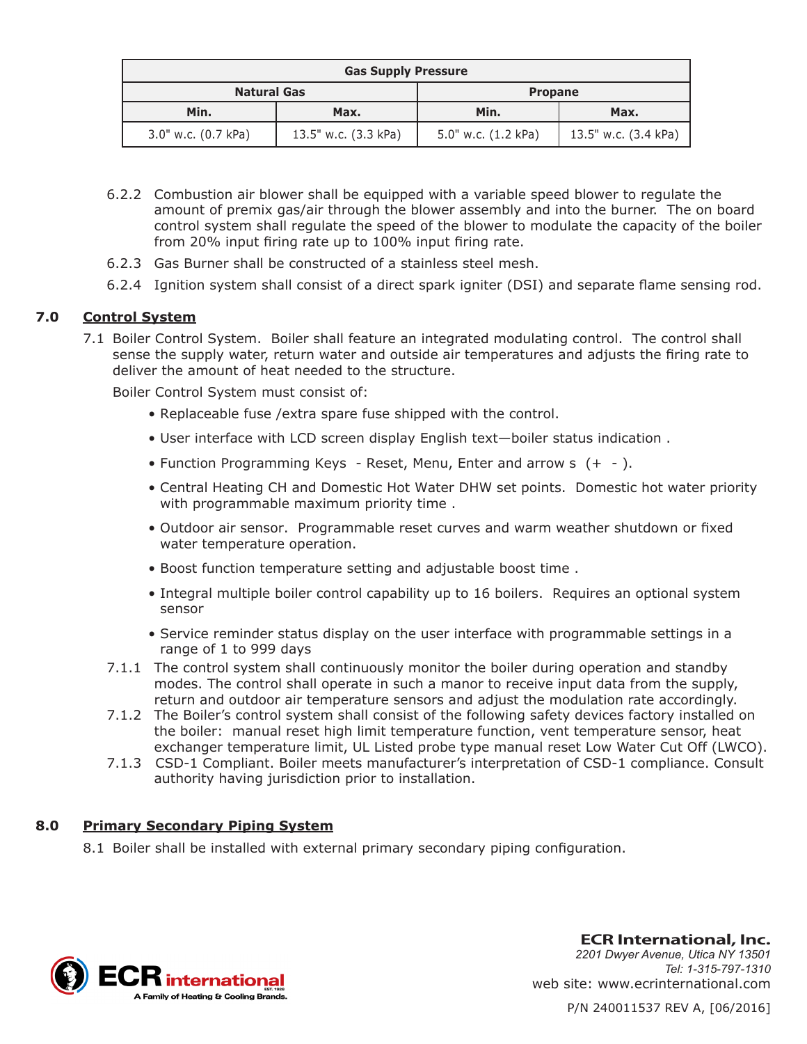| Gas Supply Pressure | | | |
|---|---|---|---|
| Natural Gas | | Propane | |
| Min. | Max. | Min. | Max. |
| 3.0" w.c. (0.7 kPa) | 13.5" w.c. (3.3 kPa) | 5.0" w.c. (1.2 kPa) | 13.5" w.c. (3.4 kPa) |

6.2.2 Combustion air blower shall be equipped with a variable speed blower to regulate the amount of premix gas/air through the blower assembly and into the burner. The on board control system shall regulate the speed of the blower to modulate the capacity of the boiler from 20% input firing rate up to 100% input firing rate.

6.2.3 Gas Burner shall be constructed of a stainless steel mesh.

6.2.4 Ignition system shall consist of a direct spark igniter (DSI) and separate flame sensing rod.

## 7.0 Control System

7.1 Boiler Control System. Boiler shall feature an integrated modulating control. The control shall sense the supply water, return water and outside air temperatures and adjusts the firing rate to deliver the amount of heat needed to the structure.

Boiler Control System must consist of:

- Replaceable fuse /extra spare fuse shipped with the control.
- User interface with LCD screen display English text—boiler status indication .
- Function Programming Keys - Reset, Menu, Enter and arrow s (+ - ).
- Central Heating CH and Domestic Hot Water DHW set points. Domestic hot water priority with programmable maximum priority time .
- Outdoor air sensor. Programmable reset curves and warm weather shutdown or fixed water temperature operation.
- Boost function temperature setting and adjustable boost time .
- Integral multiple boiler control capability up to 16 boilers. Requires an optional system sensor
- Service reminder status display on the user interface with programmable settings in a range of 1 to 999 days

7.1.1 The control system shall continuously monitor the boiler during operation and standby modes. The control shall operate in such a manor to receive input data from the supply, return and outdoor air temperature sensors and adjust the modulation rate accordingly.

7.1.2 The Boiler's control system shall consist of the following safety devices factory installed on the boiler: manual reset high limit temperature function, vent temperature sensor, heat exchanger temperature limit, UL Listed probe type manual reset Low Water Cut Off (LWCO).

7.1.3 CSD-1 Compliant. Boiler meets manufacturer's interpretation of CSD-1 compliance. Consult authority having jurisdiction prior to installation.

## 8.0 Primary Secondary Piping System

8.1 Boiler shall be installed with external primary secondary piping configuration.

**ECR International, Inc.**
*2201 Dwyer Avenue, Utica NY 13501*
*Tel: 1-315-797-1310*
web site: www.ecrinternational.com

P/N 240011537 REV A, [06/2016]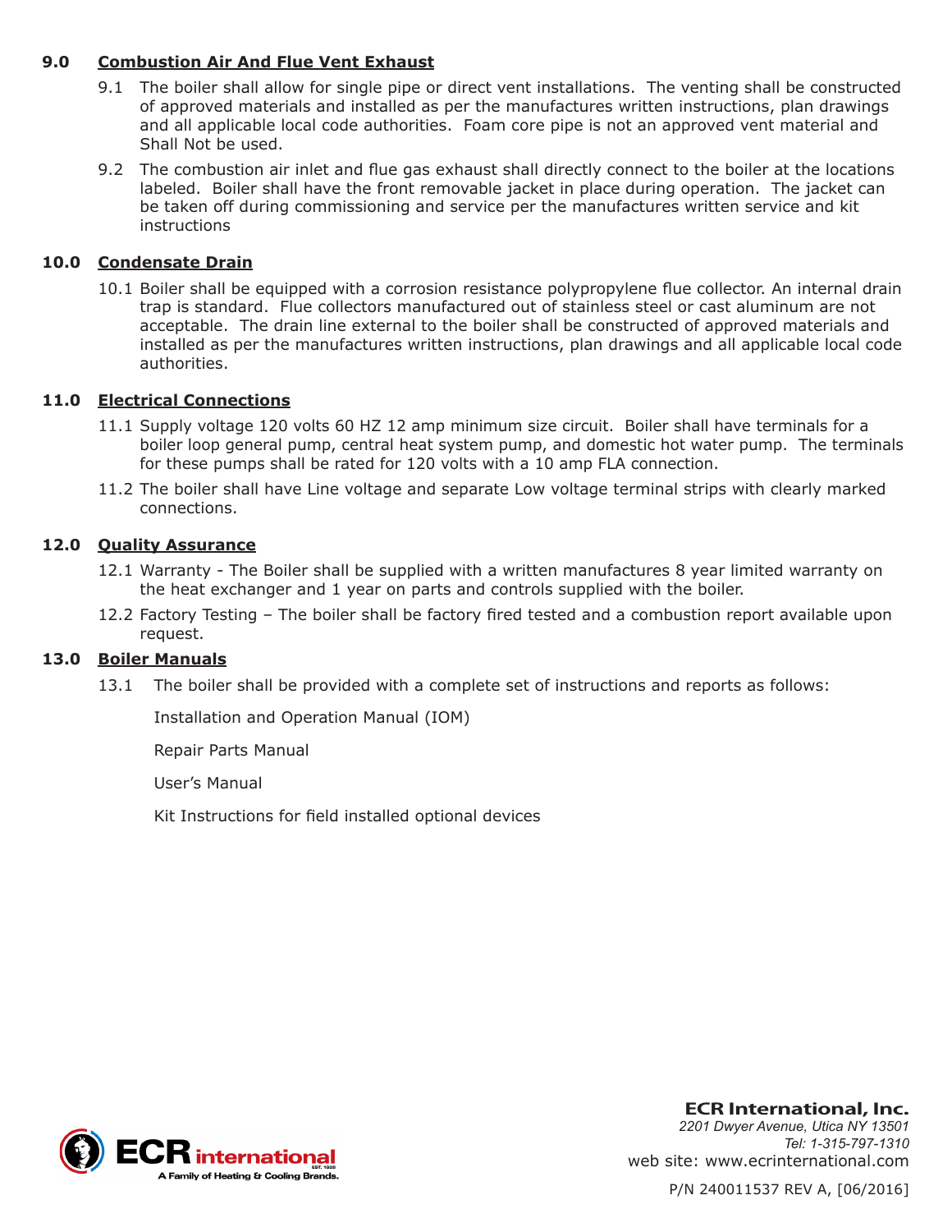## 9.0 Combustion Air And Flue Vent Exhaust

9.1 The boiler shall allow for single pipe or direct vent installations. The venting shall be constructed of approved materials and installed as per the manufactures written instructions, plan drawings and all applicable local code authorities. Foam core pipe is not an approved vent material and Shall Not be used.

9.2 The combustion air inlet and flue gas exhaust shall directly connect to the boiler at the locations labeled. Boiler shall have the front removable jacket in place during operation. The jacket can be taken off during commissioning and service per the manufactures written service and kit instructions

## 10.0 Condensate Drain

10.1 Boiler shall be equipped with a corrosion resistance polypropylene flue collector. An internal drain trap is standard. Flue collectors manufactured out of stainless steel or cast aluminum are not acceptable. The drain line external to the boiler shall be constructed of approved materials and installed as per the manufactures written instructions, plan drawings and all applicable local code authorities.

## 11.0 Electrical Connections

11.1 Supply voltage 120 volts 60 HZ 12 amp minimum size circuit. Boiler shall have terminals for a boiler loop general pump, central heat system pump, and domestic hot water pump. The terminals for these pumps shall be rated for 120 volts with a 10 amp FLA connection.

11.2 The boiler shall have Line voltage and separate Low voltage terminal strips with clearly marked connections.

## 12.0 Quality Assurance

12.1 Warranty - The Boiler shall be supplied with a written manufactures 8 year limited warranty on the heat exchanger and 1 year on parts and controls supplied with the boiler.

12.2 Factory Testing – The boiler shall be factory fired tested and a combustion report available upon request.

## 13.0 Boiler Manuals

13.1 The boiler shall be provided with a complete set of instructions and reports as follows:

Installation and Operation Manual (IOM)

Repair Parts Manual

User's Manual

Kit Instructions for field installed optional devices

**ECR International, Inc.**
*2201 Dwyer Avenue, Utica NY 13501*
*Tel: 1-315-797-1310*
web site: www.ecrinternational.com

P/N 240011537 REV A, [06/2016]